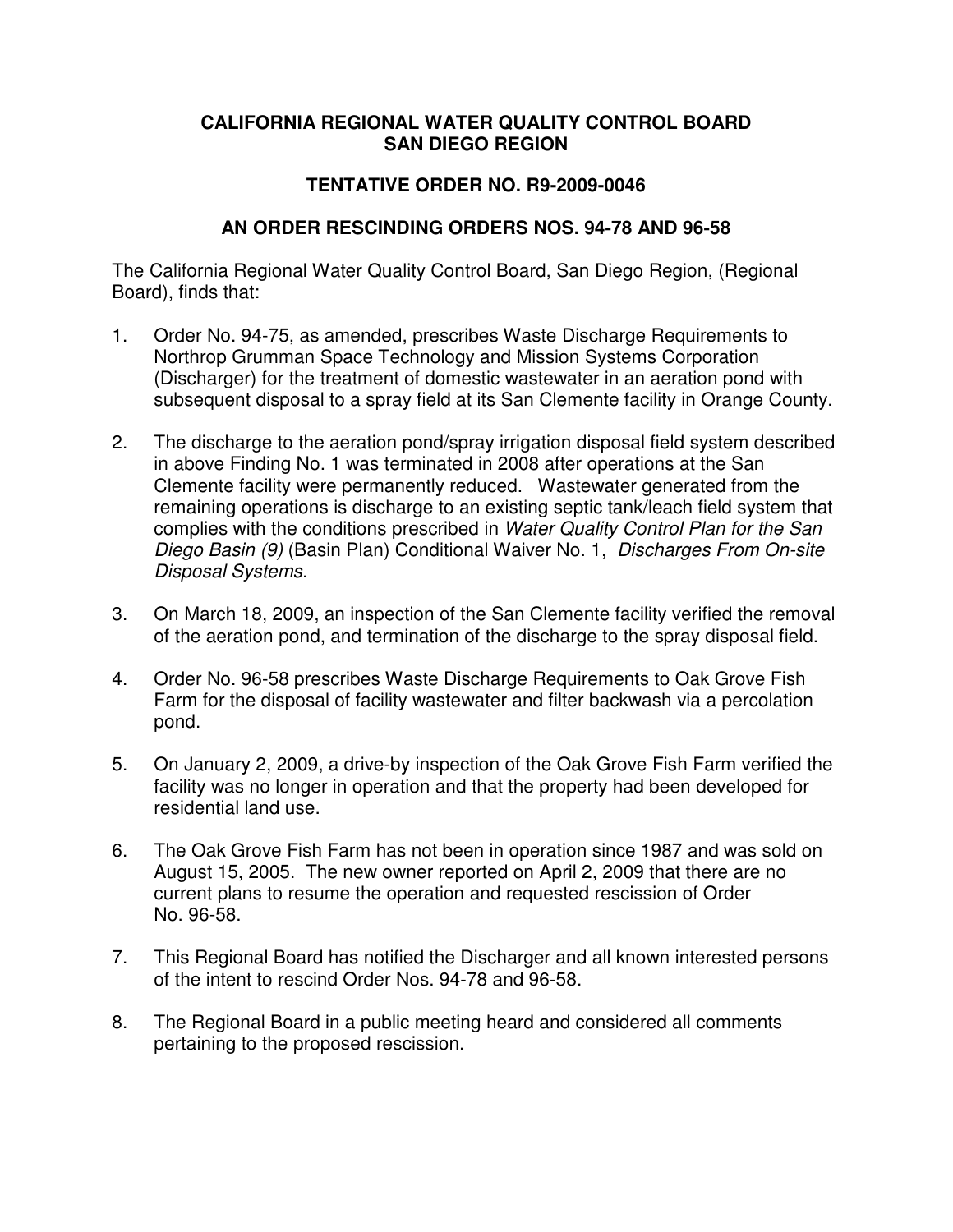# CALIFORNIA REGIONAL WATER QUALITY CONTROL BOARD
# SAN DIEGO REGION

## TENTATIVE ORDER NO. R9-2009-0046

## AN ORDER RESCINDING ORDERS NOS. 94-78 AND 96-58

The California Regional Water Quality Control Board, San Diego Region, (Regional Board), finds that:

1. Order No. 94-75, as amended, prescribes Waste Discharge Requirements to Northrop Grumman Space Technology and Mission Systems Corporation (Discharger) for the treatment of domestic wastewater in an aeration pond with subsequent disposal to a spray field at its San Clemente facility in Orange County.

2. The discharge to the aeration pond/spray irrigation disposal field system described in above Finding No. 1 was terminated in 2008 after operations at the San Clemente facility were permanently reduced. Wastewater generated from the remaining operations is discharge to an existing septic tank/leach field system that complies with the conditions prescribed in *Water Quality Control Plan for the San Diego Basin (9)* (Basin Plan) Conditional Waiver No. 1, *Discharges From On-site Disposal Systems.*

3. On March 18, 2009, an inspection of the San Clemente facility verified the removal of the aeration pond, and termination of the discharge to the spray disposal field.

4. Order No. 96-58 prescribes Waste Discharge Requirements to Oak Grove Fish Farm for the disposal of facility wastewater and filter backwash via a percolation pond.

5. On January 2, 2009, a drive-by inspection of the Oak Grove Fish Farm verified the facility was no longer in operation and that the property had been developed for residential land use.

6. The Oak Grove Fish Farm has not been in operation since 1987 and was sold on August 15, 2005. The new owner reported on April 2, 2009 that there are no current plans to resume the operation and requested rescission of Order No. 96-58.

7. This Regional Board has notified the Discharger and all known interested persons of the intent to rescind Order Nos. 94-78 and 96-58.

8. The Regional Board in a public meeting heard and considered all comments pertaining to the proposed rescission.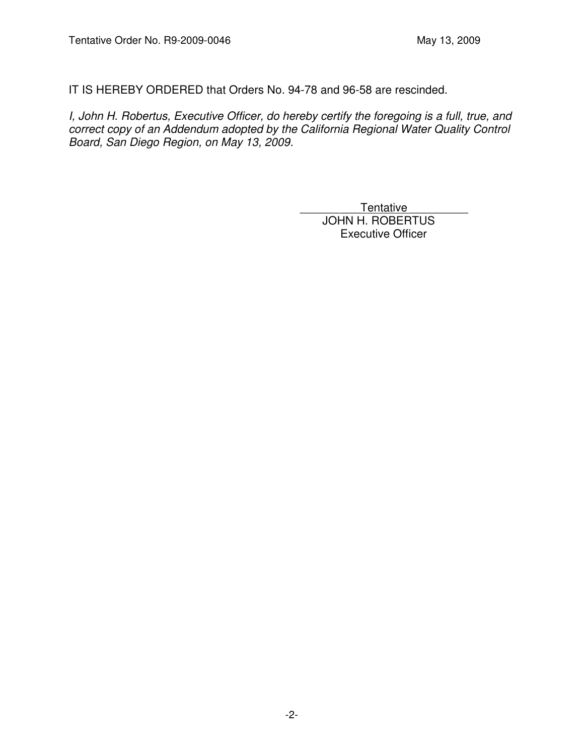IT IS HEREBY ORDERED that Orders No. 94-78 and 96-58 are rescinded.

*I, John H. Robertus, Executive Officer, do hereby certify the foregoing is a full, true, and correct copy of an Addendum adopted by the California Regional Water Quality Control Board, San Diego Region, on May 13, 2009.*

Tentative
JOHN H. ROBERTUS
Executive Officer